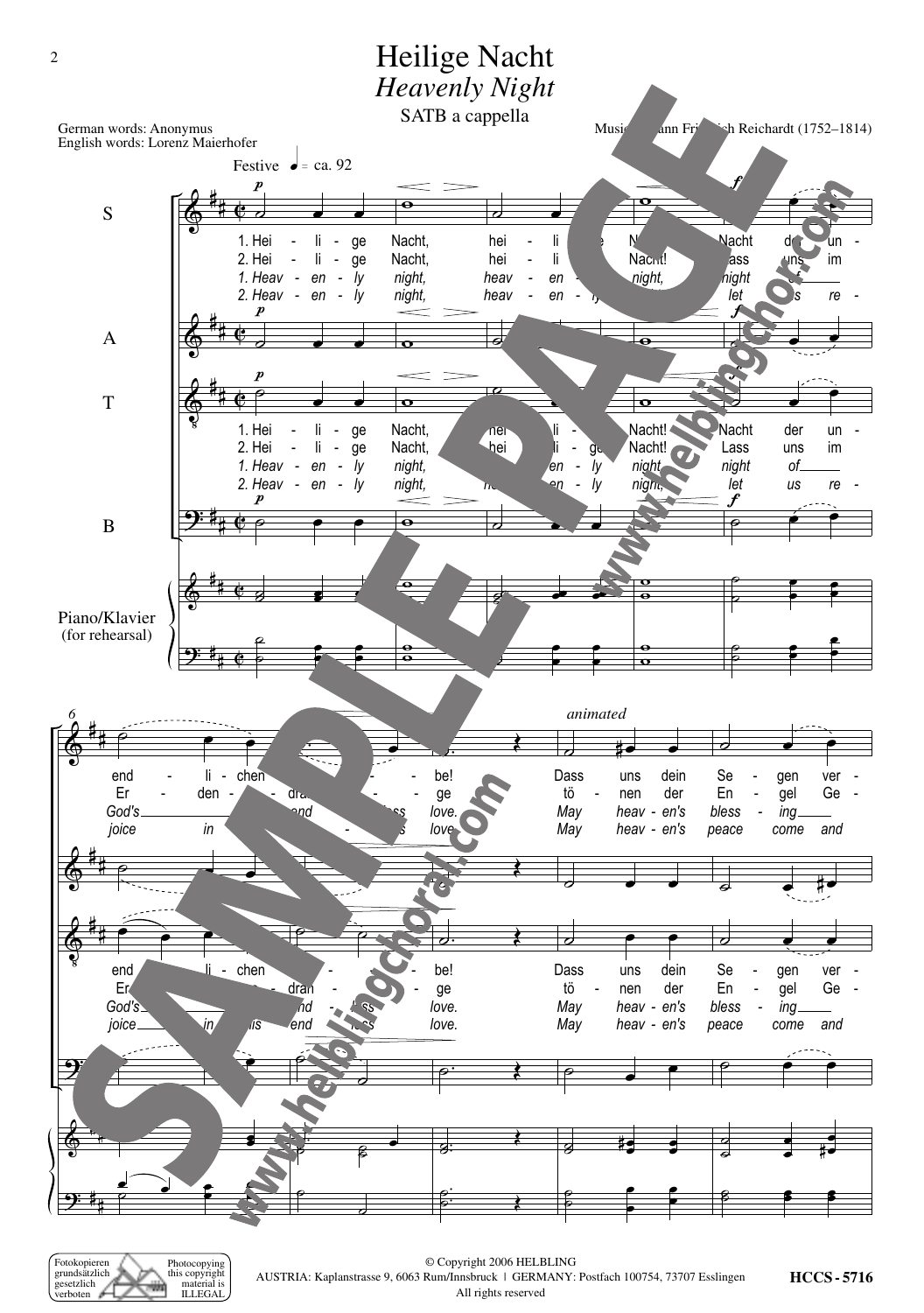# Heilige Nacht

## *Heavenly Night*

SATB a cappella

German words: Anonymus
English words: Lorenz Maierhofer

Music: Johann Friedrich Reichardt (1752–1814)

Festive ♩ = ca. 92

S / A / T / B

Piano/Klavier (for rehearsal)

1. Hei - li - ge Nacht, hei - li - ge Nacht! Nacht der un - end - li - chen Lie - be! Dass uns dein Se - gen ver -
2. Hei - li - ge Nacht, hei - li - ge Nacht! Lass uns im Er - den - ge - dran - ge tö - nen der En - gel Ge -
*1. Heav - en - ly night, heav - en - ly night, night of God's end - less love. May heav - en's bless - ing*
*2. Heav - en - ly night, heav - en - ly night, let us re - joice in this end - less love. May heav - en's peace come and*

animated

© Copyright 2006 HELBLING
AUSTRIA: Kaplanstrasse 9, 6063 Rum/Innsbruck | GERMANY: Postfach 100754, 73707 Esslingen
All rights reserved

Fotokopieren grundsätzlich gesetzlich verboten — Photocopying this copyright material is ILLEGAL

HCCS - 5716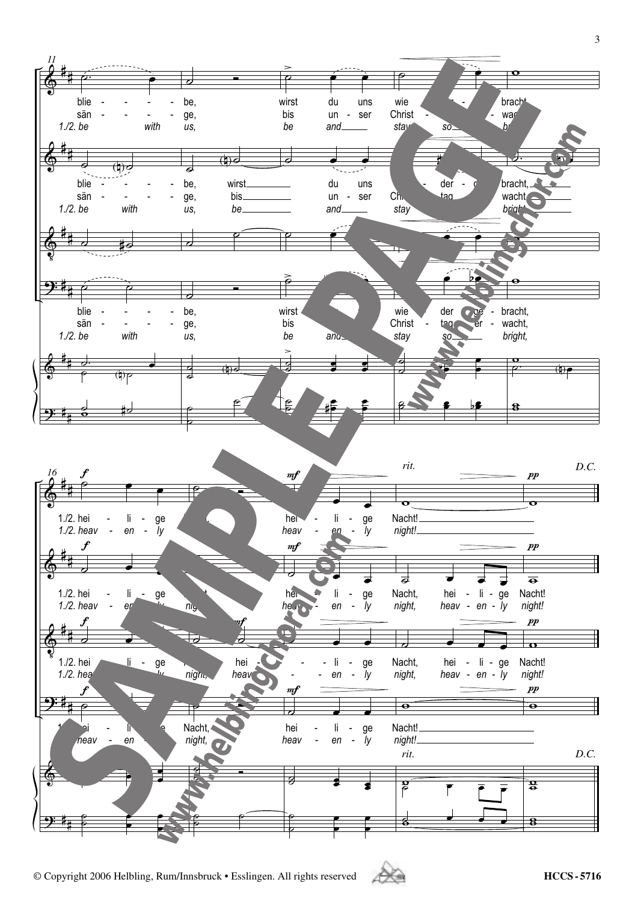11

blie - - - - be, wirst du uns wie ... bracht,
sän - - - - ge, bis un - ser Christ - ... wacht,
*1./2. be with us, be and stay so bright,*

blie - - - - be, wirst du uns ... der - ... bracht,
sän - - - - ge, bis un - ser Chri... tag ... wacht,
*1./2. be with us, be and stay ... bright*

blie - - - - be, wirst ... wie ... der ...ge - bracht,
sän - - - - ge, bis ... Christ - tag ...er - wacht,
*1./2. be with us, be and ... stay so bright,*

16 *f* *mf* *rit.* *pp* *D.C.*

1./2. hei - li - ge ... hei - li - ge Nacht!
*1./2. heav - en - ly ... heav - en - ly night!*

1./2. hei - li - ge ... hei - li - ge Nacht, hei - li - ge Nacht!
*1./2. heav - en ... heav - en - ly night, heav - en - ly night!*

1./2. hei - li - ge ... hei - - - li - ge Nacht, hei - li - ge Nacht!
*1./2. hea... night, heav - - - en - ly night, heav - en - ly night!*

1./2. hei - li - ... Nacht, hei - li - ge Nacht!
*heav - en ... night, heav - en - ly night!*

*rit.* *D.C.*